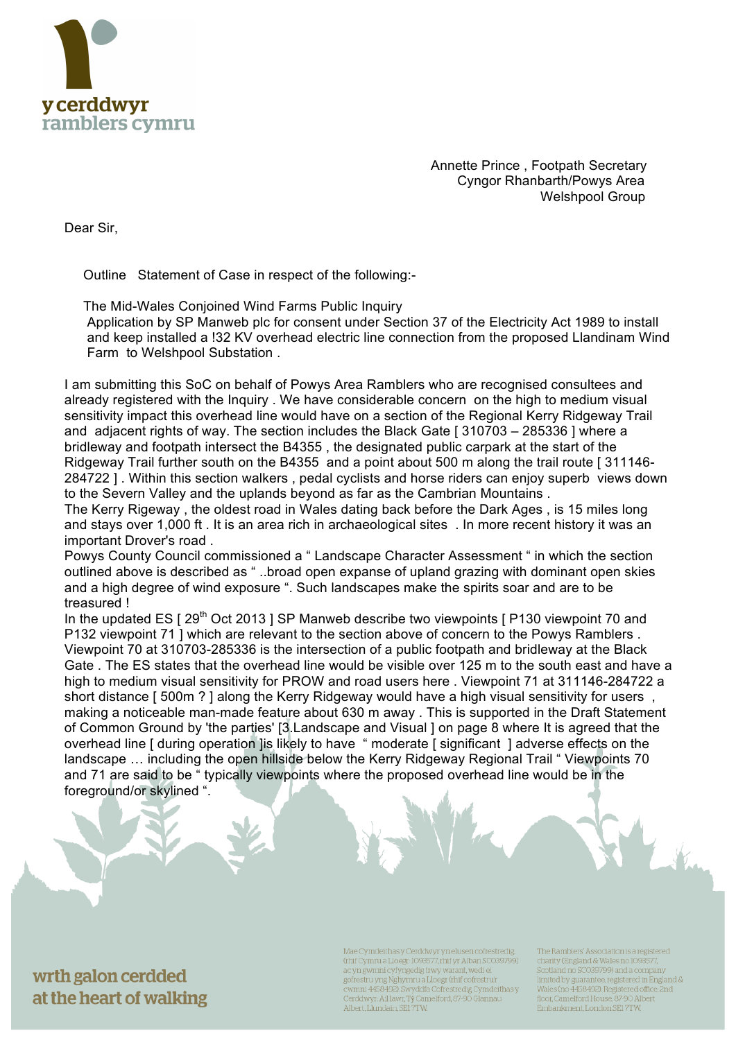y cerddwyr
ramblers cymru

Annette Prince , Footpath Secretary
Cyngor Rhanbarth/Powys Area
Welshpool Group

Dear Sir,

Outline Statement of Case in respect of the following:-

The Mid-Wales Conjoined Wind Farms Public Inquiry
Application by SP Manweb plc for consent under Section 37 of the Electricity Act 1989 to install and keep installed a !32 KV overhead electric line connection from the proposed Llandinam Wind Farm to Welshpool Substation .

I am submitting this SoC on behalf of Powys Area Ramblers who are recognised consultees and already registered with the Inquiry . We have considerable concern on the high to medium visual sensitivity impact this overhead line would have on a section of the Regional Kerry Ridgeway Trail and adjacent rights of way. The section includes the Black Gate [ 310703 – 285336 ] where a bridleway and footpath intersect the B4355 , the designated public carpark at the start of the Ridgeway Trail further south on the B4355 and a point about 500 m along the trail route [ 311146-284722 ] . Within this section walkers , pedal cyclists and horse riders can enjoy superb views down to the Severn Valley and the uplands beyond as far as the Cambrian Mountains .

The Kerry Rigeway , the oldest road in Wales dating back before the Dark Ages , is 15 miles long and stays over 1,000 ft . It is an area rich in archaeological sites . In more recent history it was an important Drover's road .

Powys County Council commissioned a " Landscape Character Assessment " in which the section outlined above is described as " ..broad open expanse of upland grazing with dominant open skies and a high degree of wind exposure ". Such landscapes make the spirits soar and are to be treasured !

In the updated ES [ 29th Oct 2013 ] SP Manweb describe two viewpoints [ P130 viewpoint 70 and P132 viewpoint 71 ] which are relevant to the section above of concern to the Powys Ramblers . Viewpoint 70 at 310703-285336 is the intersection of a public footpath and bridleway at the Black Gate . The ES states that the overhead line would be visible over 125 m to the south east and have a high to medium visual sensitivity for PROW and road users here . Viewpoint 71 at 311146-284722 a short distance [ 500m ? ] along the Kerry Ridgeway would have a high visual sensitivity for users , making a noticeable man-made feature about 630 m away . This is supported in the Draft Statement of Common Ground by 'the parties' [3.Landscape and Visual ] on page 8 where It is agreed that the overhead line [ during operation ]is likely to have " moderate [ significant ] adverse effects on the landscape … including the open hillside below the Kerry Ridgeway Regional Trail " Viewpoints 70 and 71 are said to be " typically viewpoints where the proposed overhead line would be in the foreground/or skylined ".

wrth galon cerdded
at the heart of walking

Mae Cymdeithas y Cerddwyr yn elusen cofrestredig (rhif Cymru a Lloegr 1093577, rhif yr Alban SC039799) ac yn gwmni cyfyngedig trwy warant, wedi ei gofrestru yng Nghymru a Lloegr (rhif cofrestru cwmni 4458492). Swyddfa Cofrestredig Cymdeithas y Cerddwyr: Ail lawr, Tŷ Camelford, 87-90 Glannau Albert, Llundain, SE1 7TW.

The Ramblers' Association is a registered charity (England & Wales no 1093577, Scotland no SC039799) and a company limited by guarantee, registered in England & Wales (no 4458492). Registered office: 2nd floor, Camelford House, 87-90 Albert Embankment, London SE1 7TW.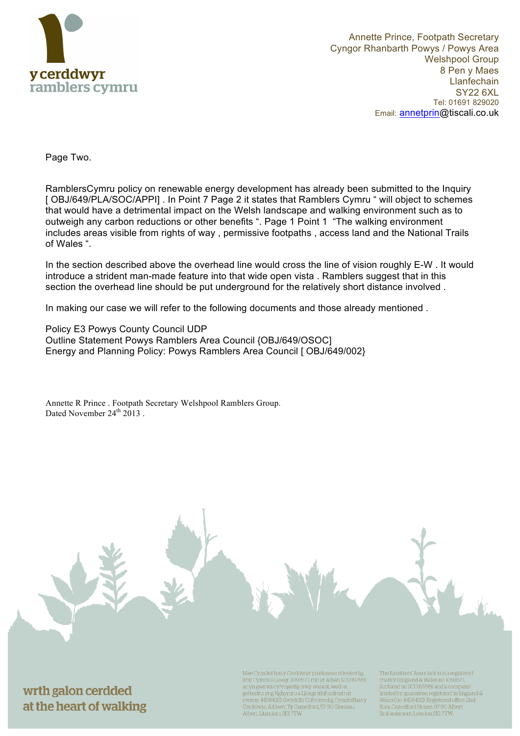y cerddwyr
ramblers cymru

Annette Prince, Footpath Secretary
Cyngor Rhanbarth Powys / Powys Area
Welshpool Group
8 Pen y Maes
Llanfechain
SY22 6XL
Tel: 01691 829020
Email: annetprin@tiscali.co.uk

Page Two.

RamblersCymru policy on renewable energy development has already been submitted to the Inquiry [ OBJ/649/PLA/SOC/APPI] . In Point 7 Page 2 it states that Ramblers Cymru " will object to schemes that would have a detrimental impact on the Welsh landscape and walking environment such as to outweigh any carbon reductions or other benefits ". Page 1 Point 1 "The walking environment includes areas visible from rights of way , permissive footpaths , access land and the National Trails of Wales ".

In the section described above the overhead line would cross the line of vision roughly E-W . It would introduce a strident man-made feature into that wide open vista . Ramblers suggest that in this section the overhead line should be put underground for the relatively short distance involved .

In making our case we will refer to the following documents and those already mentioned .

Policy E3 Powys County Council UDP
Outline Statement Powys Ramblers Area Council {OBJ/649/OSOC]
Energy and Planning Policy: Powys Ramblers Area Council [ OBJ/649/002}

Annette R Prince . Footpath Secretary Welshpool Ramblers Group.
Dated November 24th 2013 .

wrth galon cerdded
at the heart of walking

Mae Cymdeithas y Cerddwyr yn elusen cofrestredig (rhif Cymru a Lloegr 1093577, rhif yr Alban SC039799) ac yn gwmni cyfyngedig trwy warant, wedi ei gofrestru yng Nghymru a Lloegr (rhif cofrestrur cwmni 4458492) Swyddfa Cofrestredig Cymdeithas y Cerddwyr: Ail lawr, Tŷ Camelford, 87-90 Glannau Albert, Llundain, SE1 7TW.

The Ramblers' Association is a registered charity (England & Wales no 1093577, Scotland no SC039799) and a company limited by guarantee, registered in England & Wales (no 4458492) Registered office: 2nd floor, Camelford House, 87-90 Albert Embankment, London SE1 7TW.